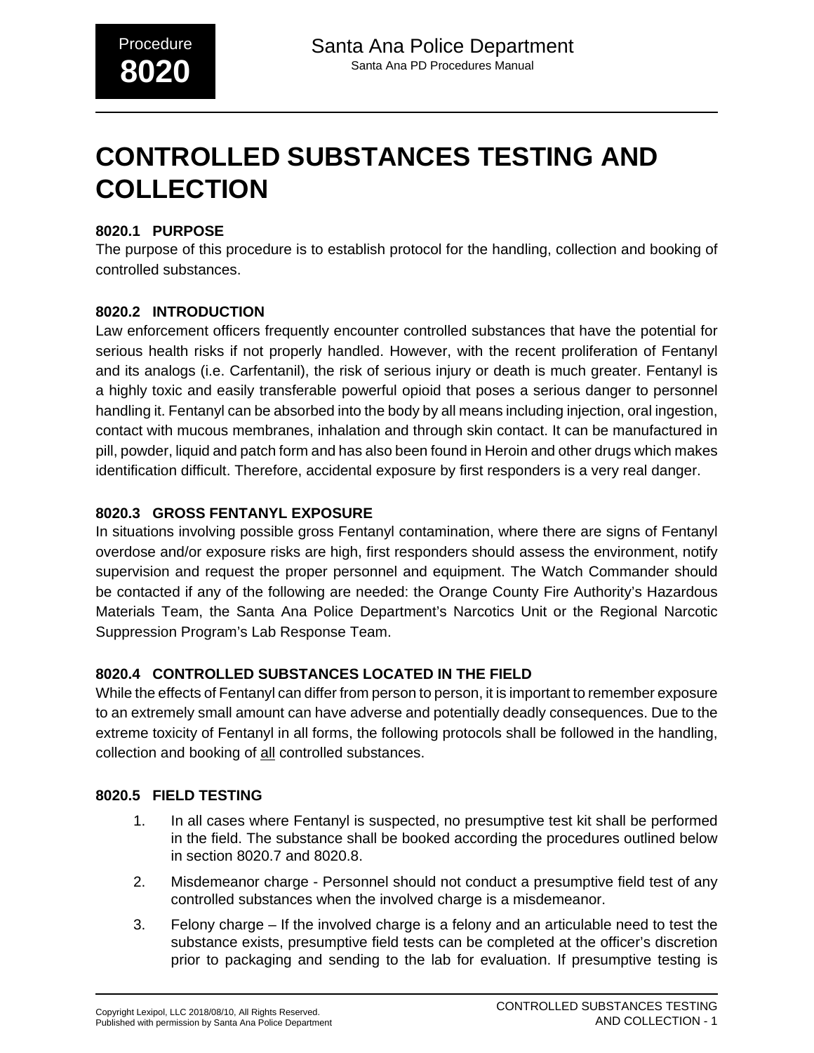# CONTROLLED SUBSTANCES TESTING AND COLLECTION

### 8020.1 PURPOSE

The purpose of this procedure is to establish protocol for the handling, collection and booking of controlled substances.

### 8020.2 INTRODUCTION

Law enforcement officers frequently encounter controlled substances that have the potential for serious health risks if not properly handled. However, with the recent proliferation of Fentanyl and its analogs (i.e. Carfentanil), the risk of serious injury or death is much greater. Fentanyl is a highly toxic and easily transferable powerful opioid that poses a serious danger to personnel handling it. Fentanyl can be absorbed into the body by all means including injection, oral ingestion, contact with mucous membranes, inhalation and through skin contact. It can be manufactured in pill, powder, liquid and patch form and has also been found in Heroin and other drugs which makes identification difficult. Therefore, accidental exposure by first responders is a very real danger.

### 8020.3 GROSS FENTANYL EXPOSURE

In situations involving possible gross Fentanyl contamination, where there are signs of Fentanyl overdose and/or exposure risks are high, first responders should assess the environment, notify supervision and request the proper personnel and equipment. The Watch Commander should be contacted if any of the following are needed: the Orange County Fire Authority's Hazardous Materials Team, the Santa Ana Police Department's Narcotics Unit or the Regional Narcotic Suppression Program's Lab Response Team.

### 8020.4 CONTROLLED SUBSTANCES LOCATED IN THE FIELD

While the effects of Fentanyl can differ from person to person, it is important to remember exposure to an extremely small amount can have adverse and potentially deadly consequences. Due to the extreme toxicity of Fentanyl in all forms, the following protocols shall be followed in the handling, collection and booking of <u>all</u> controlled substances.

### 8020.5 FIELD TESTING

1. In all cases where Fentanyl is suspected, no presumptive test kit shall be performed in the field. The substance shall be booked according the procedures outlined below in section 8020.7 and 8020.8.
2. Misdemeanor charge - Personnel should not conduct a presumptive field test of any controlled substances when the involved charge is a misdemeanor.
3. Felony charge – If the involved charge is a felony and an articulable need to test the substance exists, presumptive field tests can be completed at the officer's discretion prior to packaging and sending to the lab for evaluation. If presumptive testing is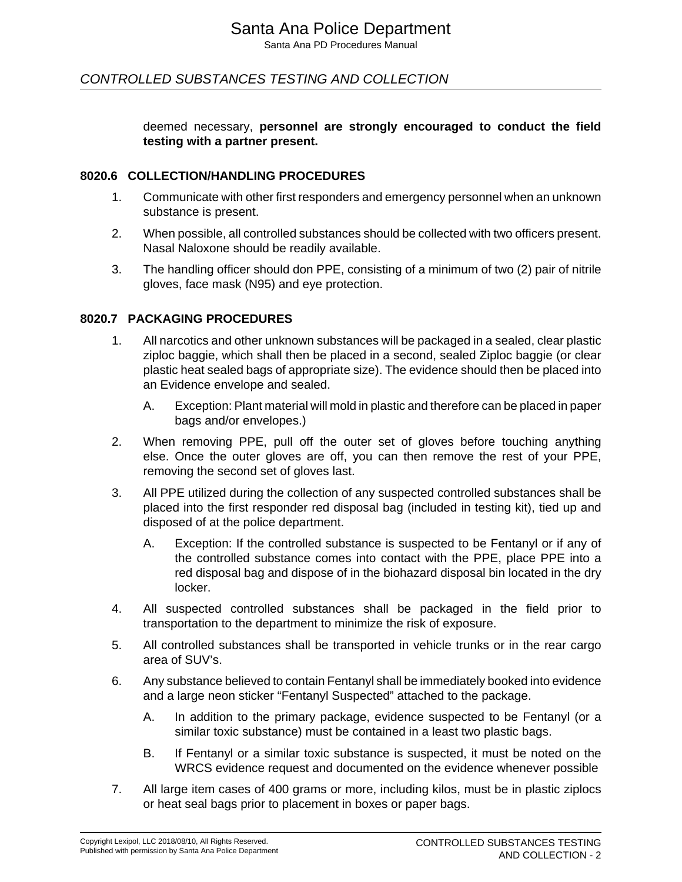deemed necessary, **personnel are strongly encouraged to conduct the field testing with a partner present.**

### 8020.6 COLLECTION/HANDLING PROCEDURES

1. Communicate with other first responders and emergency personnel when an unknown substance is present.

2. When possible, all controlled substances should be collected with two officers present. Nasal Naloxone should be readily available.

3. The handling officer should don PPE, consisting of a minimum of two (2) pair of nitrile gloves, face mask (N95) and eye protection.

### 8020.7 PACKAGING PROCEDURES

1. All narcotics and other unknown substances will be packaged in a sealed, clear plastic ziploc baggie, which shall then be placed in a second, sealed Ziploc baggie (or clear plastic heat sealed bags of appropriate size). The evidence should then be placed into an Evidence envelope and sealed.

    A. Exception: Plant material will mold in plastic and therefore can be placed in paper bags and/or envelopes.)

2. When removing PPE, pull off the outer set of gloves before touching anything else. Once the outer gloves are off, you can then remove the rest of your PPE, removing the second set of gloves last.

3. All PPE utilized during the collection of any suspected controlled substances shall be placed into the first responder red disposal bag (included in testing kit), tied up and disposed of at the police department.

    A. Exception: If the controlled substance is suspected to be Fentanyl or if any of the controlled substance comes into contact with the PPE, place PPE into a red disposal bag and dispose of in the biohazard disposal bin located in the dry locker.

4. All suspected controlled substances shall be packaged in the field prior to transportation to the department to minimize the risk of exposure.

5. All controlled substances shall be transported in vehicle trunks or in the rear cargo area of SUV's.

6. Any substance believed to contain Fentanyl shall be immediately booked into evidence and a large neon sticker "Fentanyl Suspected" attached to the package.

    A. In addition to the primary package, evidence suspected to be Fentanyl (or a similar toxic substance) must be contained in a least two plastic bags.

    B. If Fentanyl or a similar toxic substance is suspected, it must be noted on the WRCS evidence request and documented on the evidence whenever possible

7. All large item cases of 400 grams or more, including kilos, must be in plastic ziplocs or heat seal bags prior to placement in boxes or paper bags.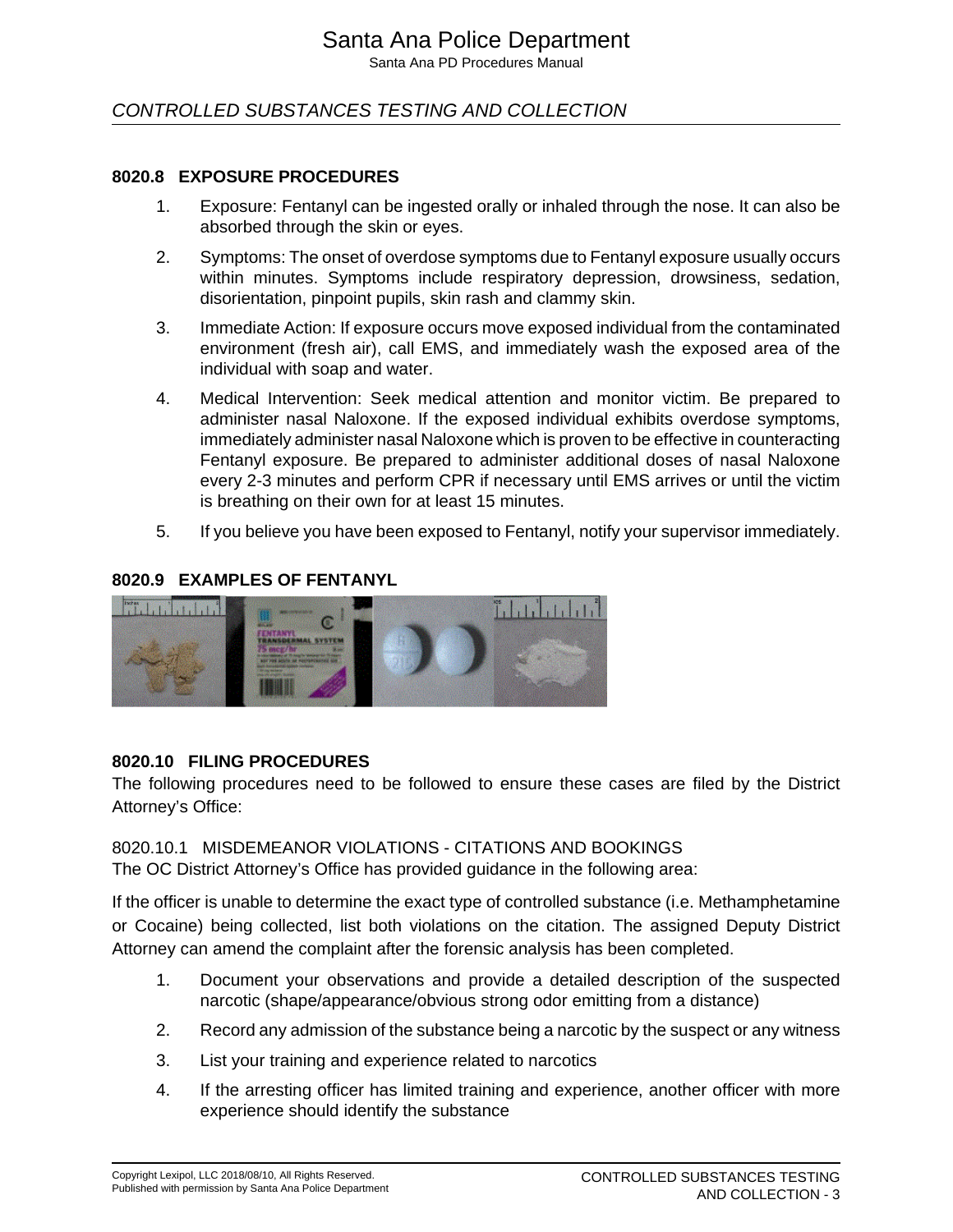## 8020.8 EXPOSURE PROCEDURES

1. Exposure: Fentanyl can be ingested orally or inhaled through the nose. It can also be absorbed through the skin or eyes.
2. Symptoms: The onset of overdose symptoms due to Fentanyl exposure usually occurs within minutes. Symptoms include respiratory depression, drowsiness, sedation, disorientation, pinpoint pupils, skin rash and clammy skin.
3. Immediate Action: If exposure occurs move exposed individual from the contaminated environment (fresh air), call EMS, and immediately wash the exposed area of the individual with soap and water.
4. Medical Intervention: Seek medical attention and monitor victim. Be prepared to administer nasal Naloxone. If the exposed individual exhibits overdose symptoms, immediately administer nasal Naloxone which is proven to be effective in counteracting Fentanyl exposure. Be prepared to administer additional doses of nasal Naloxone every 2-3 minutes and perform CPR if necessary until EMS arrives or until the victim is breathing on their own for at least 15 minutes.
5. If you believe you have been exposed to Fentanyl, notify your supervisor immediately.

## 8020.9 EXAMPLES OF FENTANYL

## 8020.10 FILING PROCEDURES

The following procedures need to be followed to ensure these cases are filed by the District Attorney's Office:

### 8020.10.1 MISDEMEANOR VIOLATIONS - CITATIONS AND BOOKINGS

The OC District Attorney's Office has provided guidance in the following area:

If the officer is unable to determine the exact type of controlled substance (i.e. Methamphetamine or Cocaine) being collected, list both violations on the citation. The assigned Deputy District Attorney can amend the complaint after the forensic analysis has been completed.

1. Document your observations and provide a detailed description of the suspected narcotic (shape/appearance/obvious strong odor emitting from a distance)
2. Record any admission of the substance being a narcotic by the suspect or any witness
3. List your training and experience related to narcotics
4. If the arresting officer has limited training and experience, another officer with more experience should identify the substance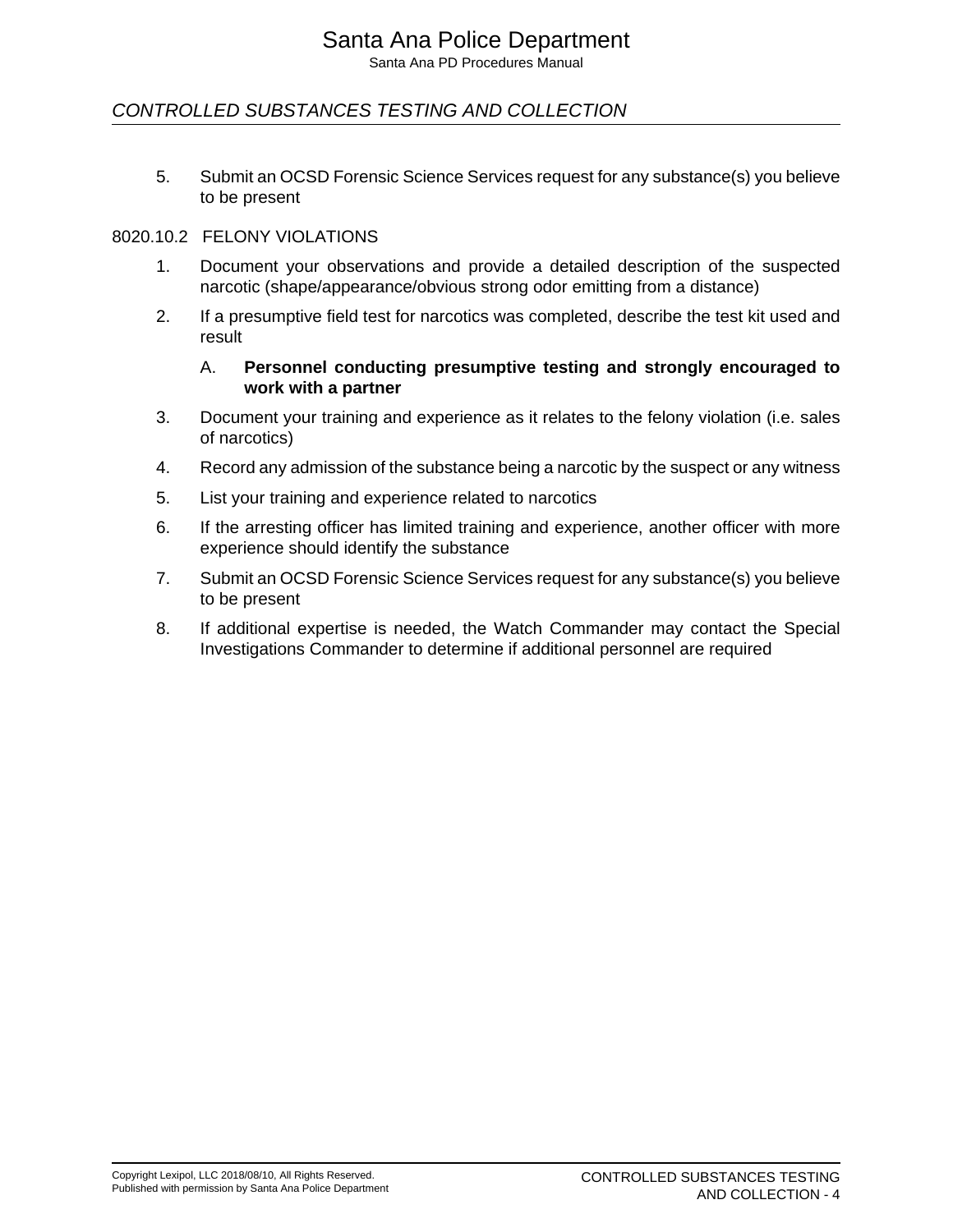5. Submit an OCSD Forensic Science Services request for any substance(s) you believe to be present

8020.10.2 FELONY VIOLATIONS

1. Document your observations and provide a detailed description of the suspected narcotic (shape/appearance/obvious strong odor emitting from a distance)
2. If a presumptive field test for narcotics was completed, describe the test kit used and result
   A. **Personnel conducting presumptive testing and strongly encouraged to work with a partner**
3. Document your training and experience as it relates to the felony violation (i.e. sales of narcotics)
4. Record any admission of the substance being a narcotic by the suspect or any witness
5. List your training and experience related to narcotics
6. If the arresting officer has limited training and experience, another officer with more experience should identify the substance
7. Submit an OCSD Forensic Science Services request for any substance(s) you believe to be present
8. If additional expertise is needed, the Watch Commander may contact the Special Investigations Commander to determine if additional personnel are required